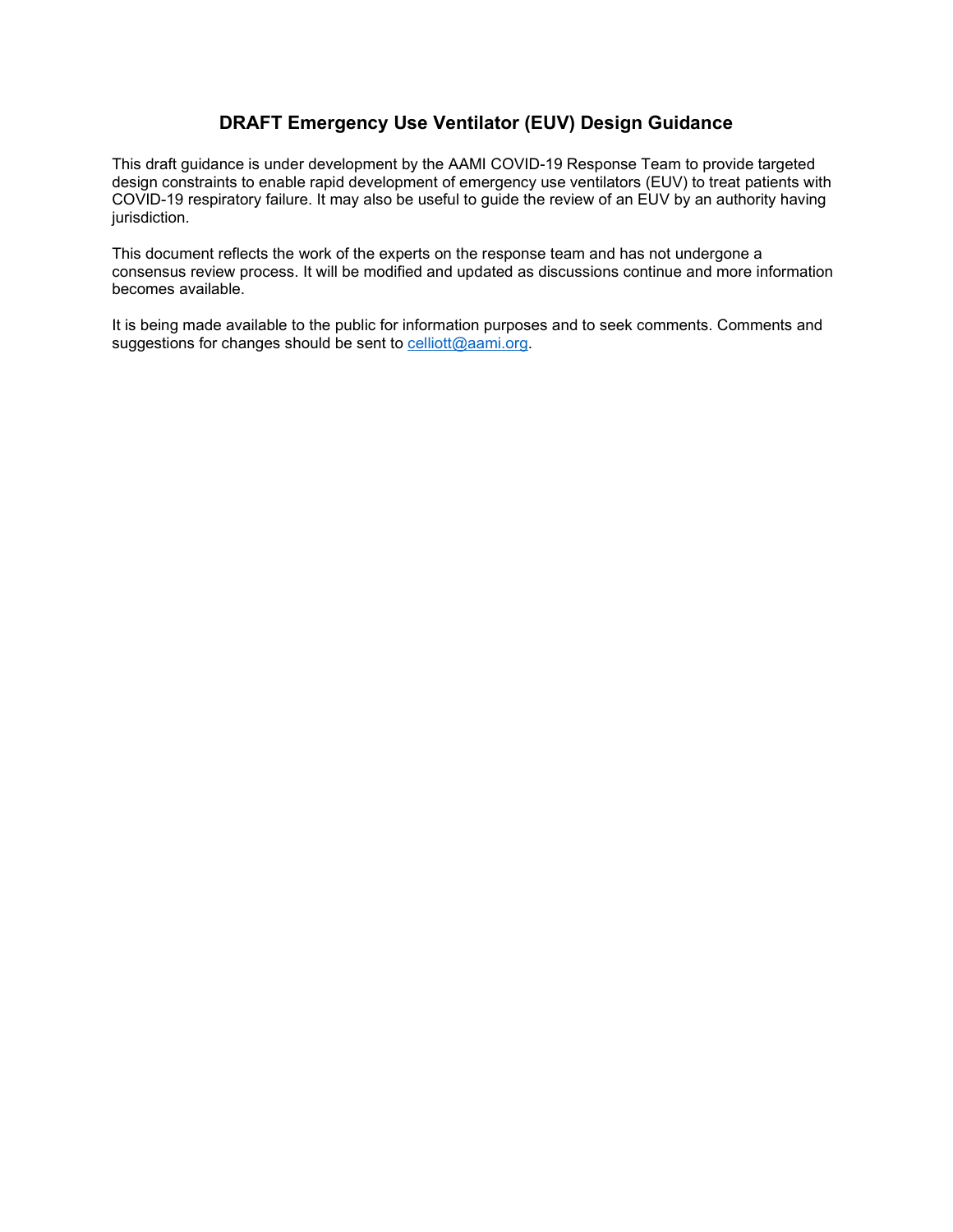# DRAFT Emergency Use Ventilator (EUV) Design Guidance

This draft guidance is under development by the AAMI COVID-19 Response Team to provide targeted design constraints to enable rapid development of emergency use ventilators (EUV) to treat patients with COVID-19 respiratory failure. It may also be useful to guide the review of an EUV by an authority having jurisdiction.

This document reflects the work of the experts on the response team and has not undergone a consensus review process. It will be modified and updated as discussions continue and more information becomes available.

It is being made available to the public for information purposes and to seek comments. Comments and suggestions for changes should be sent to celliott@aami.org.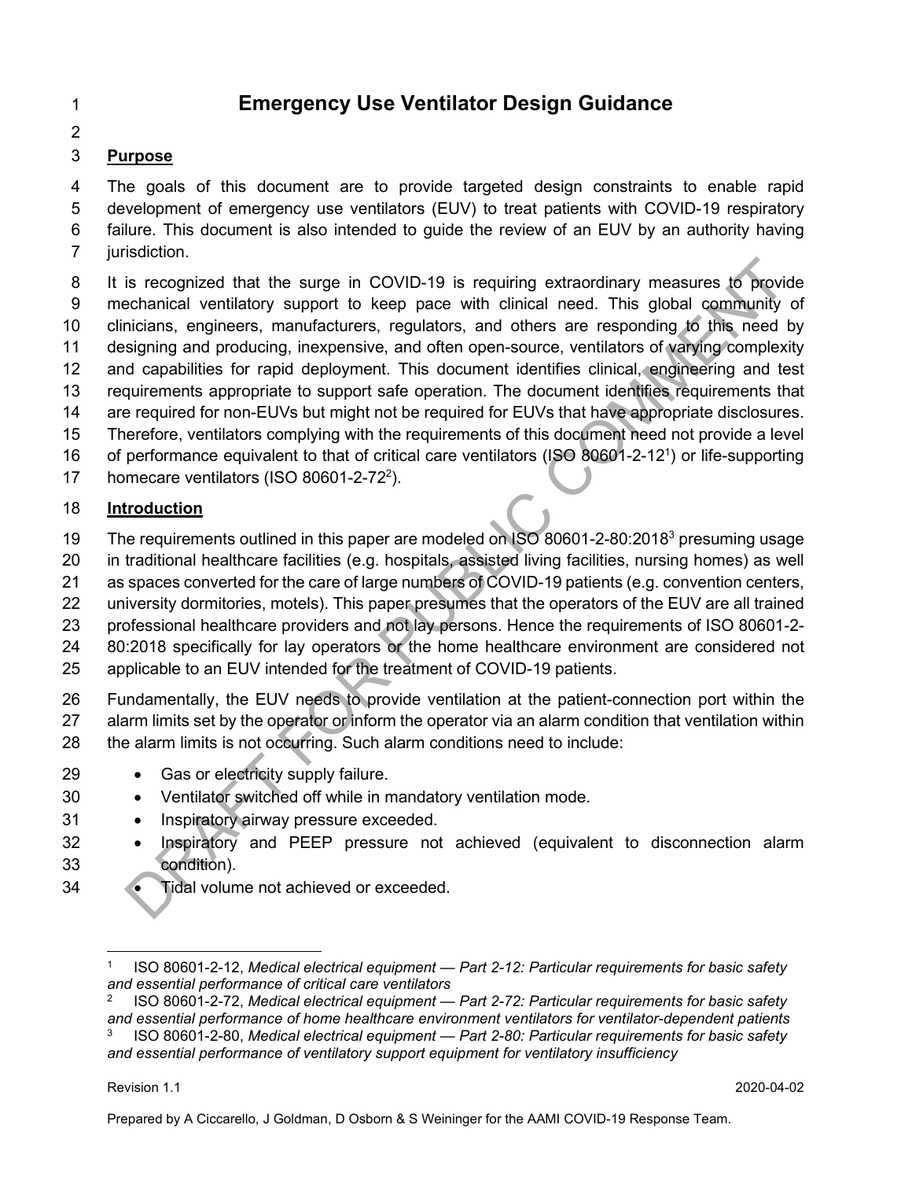# Emergency Use Ventilator Design Guidance

## Purpose

The goals of this document are to provide targeted design constraints to enable rapid development of emergency use ventilators (EUV) to treat patients with COVID-19 respiratory failure. This document is also intended to guide the review of an EUV by an authority having jurisdiction.

It is recognized that the surge in COVID-19 is requiring extraordinary measures to provide mechanical ventilatory support to keep pace with clinical need. This global community of clinicians, engineers, manufacturers, regulators, and others are responding to this need by designing and producing, inexpensive, and often open-source, ventilators of varying complexity and capabilities for rapid deployment. This document identifies clinical, engineering and test requirements appropriate to support safe operation. The document identifies requirements that are required for non-EUVs but might not be required for EUVs that have appropriate disclosures. Therefore, ventilators complying with the requirements of this document need not provide a level of performance equivalent to that of critical care ventilators (ISO 80601-2-12[1]) or life-supporting homecare ventilators (ISO 80601-2-72[2]).

## Introduction

The requirements outlined in this paper are modeled on ISO 80601-2-80:2018[3] presuming usage in traditional healthcare facilities (e.g. hospitals, assisted living facilities, nursing homes) as well as spaces converted for the care of large numbers of COVID-19 patients (e.g. convention centers, university dormitories, motels). This paper presumes that the operators of the EUV are all trained professional healthcare providers and not lay persons. Hence the requirements of ISO 80601-2-80:2018 specifically for lay operators or the home healthcare environment are considered not applicable to an EUV intended for the treatment of COVID-19 patients.

Fundamentally, the EUV needs to provide ventilation at the patient-connection port within the alarm limits set by the operator or inform the operator via an alarm condition that ventilation within the alarm limits is not occurring. Such alarm conditions need to include:

- Gas or electricity supply failure.
- Ventilator switched off while in mandatory ventilation mode.
- Inspiratory airway pressure exceeded.
- Inspiratory and PEEP pressure not achieved (equivalent to disconnection alarm condition).
- Tidal volume not achieved or exceeded.

---

[1] ISO 80601-2-12, *Medical electrical equipment — Part 2-12: Particular requirements for basic safety and essential performance of critical care ventilators*

[2] ISO 80601-2-72, *Medical electrical equipment — Part 2-72: Particular requirements for basic safety and essential performance of home healthcare environment ventilators for ventilator-dependent patients*

[3] ISO 80601-2-80, *Medical electrical equipment — Part 2-80: Particular requirements for basic safety and essential performance of ventilatory support equipment for ventilatory insufficiency*

Revision 1.1 2020-04-02

Prepared by A Ciccarello, J Goldman, D Osborn & S Weininger for the AAMI COVID-19 Response Team.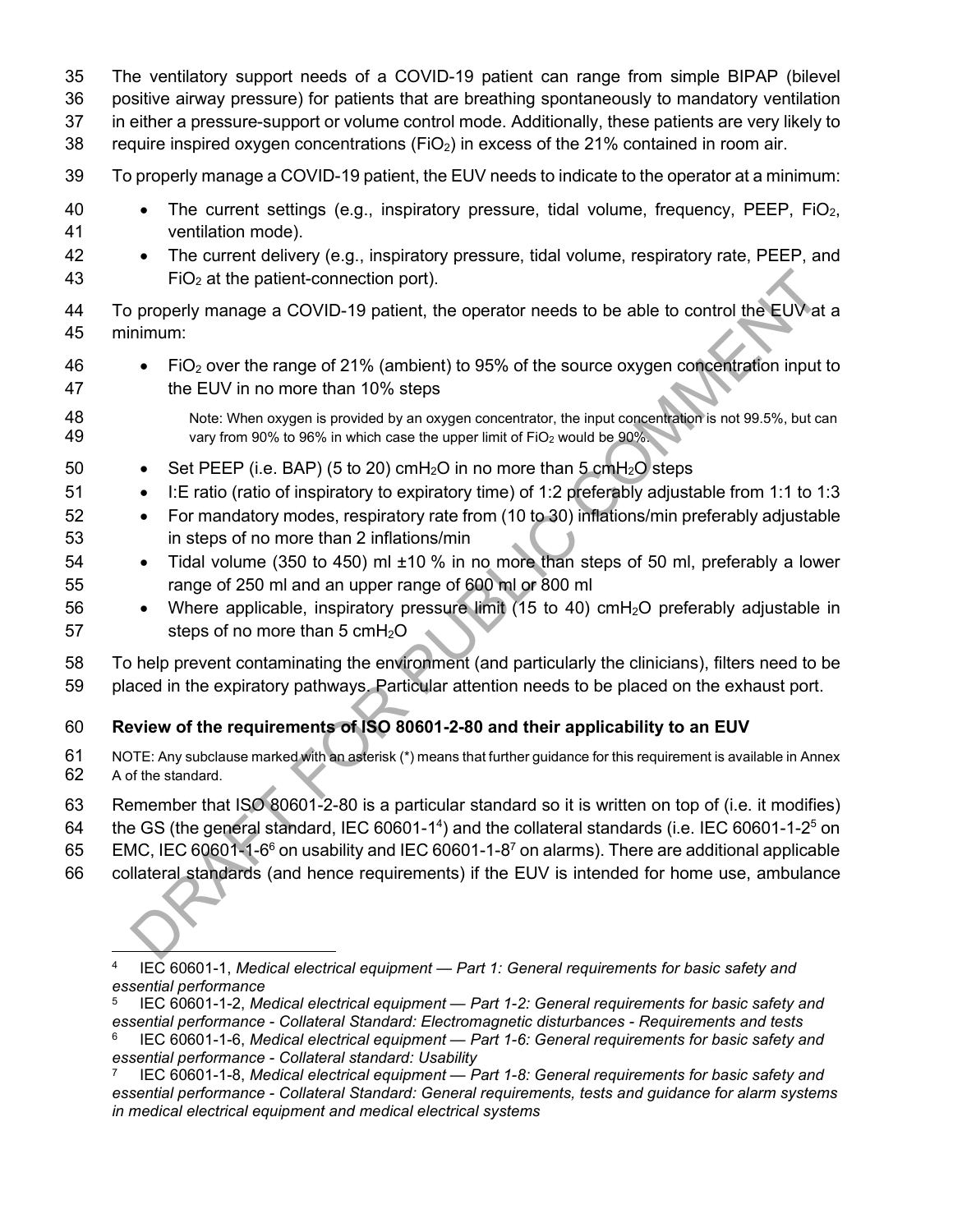The ventilatory support needs of a COVID-19 patient can range from simple BIPAP (bilevel positive airway pressure) for patients that are breathing spontaneously to mandatory ventilation in either a pressure-support or volume control mode. Additionally, these patients are very likely to require inspired oxygen concentrations ($FiO_2$) in excess of the 21% contained in room air.

To properly manage a COVID-19 patient, the EUV needs to indicate to the operator at a minimum:

- The current settings (e.g., inspiratory pressure, tidal volume, frequency, PEEP, $FiO_2$, ventilation mode).
- The current delivery (e.g., inspiratory pressure, tidal volume, respiratory rate, PEEP, and $FiO_2$ at the patient-connection port).

To properly manage a COVID-19 patient, the operator needs to be able to control the EUV at a minimum:

- $FiO_2$ over the range of 21% (ambient) to 95% of the source oxygen concentration input to the EUV in no more than 10% steps

  Note: When oxygen is provided by an oxygen concentrator, the input concentration is not 99.5%, but can vary from 90% to 96% in which case the upper limit of $FiO_2$ would be 90%.

- Set PEEP (i.e. BAP) (5 to 20) $cmH_2O$ in no more than 5 $cmH_2O$ steps
- I:E ratio (ratio of inspiratory to expiratory time) of 1:2 preferably adjustable from 1:1 to 1:3
- For mandatory modes, respiratory rate from (10 to 30) inflations/min preferably adjustable in steps of no more than 2 inflations/min
- Tidal volume (350 to 450) ml ±10 % in no more than steps of 50 ml, preferably a lower range of 250 ml and an upper range of 600 ml or 800 ml
- Where applicable, inspiratory pressure limit (15 to 40) $cmH_2O$ preferably adjustable in steps of no more than 5 $cmH_2O$

To help prevent contaminating the environment (and particularly the clinicians), filters need to be placed in the expiratory pathways. Particular attention needs to be placed on the exhaust port.

## Review of the requirements of ISO 80601-2-80 and their applicability to an EUV

NOTE: Any subclause marked with an asterisk (*) means that further guidance for this requirement is available in Annex A of the standard.

Remember that ISO 80601-2-80 is a particular standard so it is written on top of (i.e. it modifies) the GS (the general standard, IEC 60601-1[4]) and the collateral standards (i.e. IEC 60601-1-2[5] on EMC, IEC 60601-1-6[6] on usability and IEC 60601-1-8[7] on alarms). There are additional applicable collateral standards (and hence requirements) if the EUV is intended for home use, ambulance

[4] IEC 60601-1, *Medical electrical equipment — Part 1: General requirements for basic safety and essential performance*

[5] IEC 60601-1-2, *Medical electrical equipment — Part 1-2: General requirements for basic safety and essential performance - Collateral Standard: Electromagnetic disturbances - Requirements and tests*

[6] IEC 60601-1-6, *Medical electrical equipment — Part 1-6: General requirements for basic safety and essential performance - Collateral standard: Usability*

[7] IEC 60601-1-8, *Medical electrical equipment — Part 1-8: General requirements for basic safety and essential performance - Collateral Standard: General requirements, tests and guidance for alarm systems in medical electrical equipment and medical electrical systems*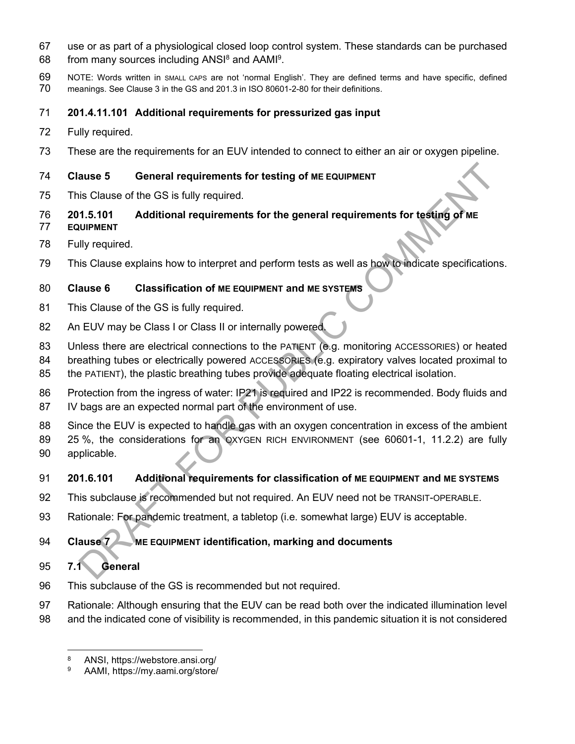use or as part of a physiological closed loop control system. These standards can be purchased from many sources including ANSI[8] and AAMI[9].

NOTE: Words written in SMALL CAPS are not 'normal English'. They are defined terms and have specific, defined meanings. See Clause 3 in the GS and 201.3 in ISO 80601-2-80 for their definitions.

### 201.4.11.101 Additional requirements for pressurized gas input

Fully required.

These are the requirements for an EUV intended to connect to either an air or oxygen pipeline.

## Clause 5 General requirements for testing of ME EQUIPMENT

This Clause of the GS is fully required.

### 201.5.101 Additional requirements for the general requirements for testing of ME EQUIPMENT

Fully required.

This Clause explains how to interpret and perform tests as well as how to indicate specifications.

## Clause 6 Classification of ME EQUIPMENT and ME SYSTEMS

This Clause of the GS is fully required.

An EUV may be Class I or Class II or internally powered.

Unless there are electrical connections to the PATIENT (e.g. monitoring ACCESSORIES) or heated breathing tubes or electrically powered ACCESSORIES (e.g. expiratory valves located proximal to the PATIENT), the plastic breathing tubes provide adequate floating electrical isolation.

Protection from the ingress of water: IP21 is required and IP22 is recommended. Body fluids and IV bags are an expected normal part of the environment of use.

Since the EUV is expected to handle gas with an oxygen concentration in excess of the ambient 25 %, the considerations for an OXYGEN RICH ENVIRONMENT (see 60601-1, 11.2.2) are fully applicable.

### 201.6.101 Additional requirements for classification of ME EQUIPMENT and ME SYSTEMS

This subclause is recommended but not required. An EUV need not be TRANSIT-OPERABLE.

Rationale: For pandemic treatment, a tabletop (i.e. somewhat large) EUV is acceptable.

## Clause 7 ME EQUIPMENT identification, marking and documents

### 7.1 General

This subclause of the GS is recommended but not required.

Rationale: Although ensuring that the EUV can be read both over the indicated illumination level and the indicated cone of visibility is recommended, in this pandemic situation it is not considered

[8] ANSI, https://webstore.ansi.org/

[9] AAMI, https://my.aami.org/store/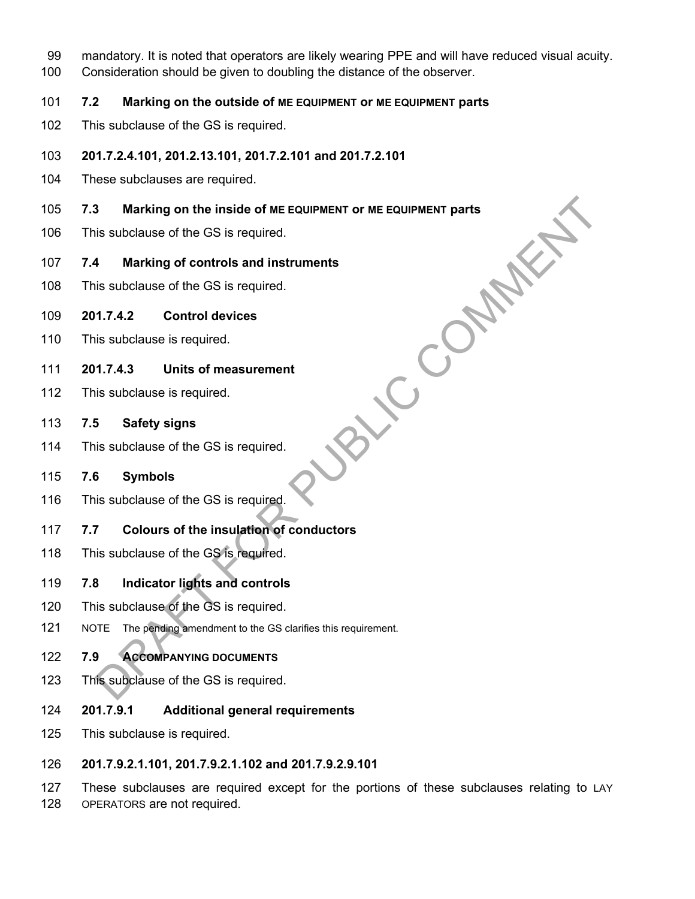mandatory. It is noted that operators are likely wearing PPE and will have reduced visual acuity. Consideration should be given to doubling the distance of the observer.

### 7.2 Marking on the outside of ME EQUIPMENT or ME EQUIPMENT parts

This subclause of the GS is required.

### 201.7.2.4.101, 201.2.13.101, 201.7.2.101 and 201.7.2.101

These subclauses are required.

### 7.3 Marking on the inside of ME EQUIPMENT or ME EQUIPMENT parts

This subclause of the GS is required.

### 7.4 Marking of controls and instruments

This subclause of the GS is required.

### 201.7.4.2 Control devices

This subclause is required.

### 201.7.4.3 Units of measurement

This subclause is required.

### 7.5 Safety signs

This subclause of the GS is required.

### 7.6 Symbols

This subclause of the GS is required.

### 7.7 Colours of the insulation of conductors

This subclause of the GS is required.

### 7.8 Indicator lights and controls

This subclause of the GS is required.

NOTE The pending amendment to the GS clarifies this requirement.

### 7.9 ACCOMPANYING DOCUMENTS

This subclause of the GS is required.

### 201.7.9.1 Additional general requirements

This subclause is required.

### 201.7.9.2.1.101, 201.7.9.2.1.102 and 201.7.9.2.9.101

These subclauses are required except for the portions of these subclauses relating to LAY OPERATORS are not required.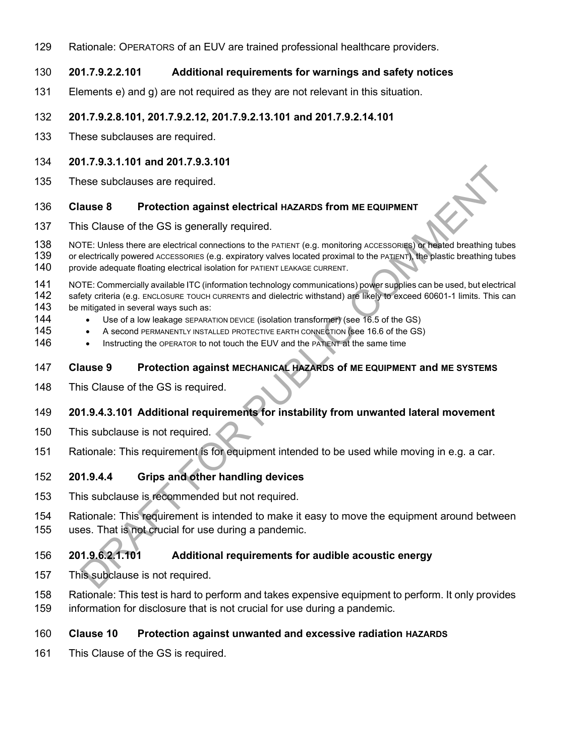Rationale: OPERATORS of an EUV are trained professional healthcare providers.

### 201.7.9.2.2.101 Additional requirements for warnings and safety notices

Elements e) and g) are not required as they are not relevant in this situation.

### 201.7.9.2.8.101, 201.7.9.2.12, 201.7.9.2.13.101 and 201.7.9.2.14.101

These subclauses are required.

### 201.7.9.3.1.101 and 201.7.9.3.101

These subclauses are required.

## Clause 8 Protection against electrical HAZARDS from ME EQUIPMENT

This Clause of the GS is generally required.

NOTE: Unless there are electrical connections to the PATIENT (e.g. monitoring ACCESSORIES) or heated breathing tubes or electrically powered ACCESSORIES (e.g. expiratory valves located proximal to the PATIENT), the plastic breathing tubes provide adequate floating electrical isolation for PATIENT LEAKAGE CURRENT.

NOTE: Commercially available ITC (information technology communications) power supplies can be used, but electrical safety criteria (e.g. ENCLOSURE TOUCH CURRENTS and dielectric withstand) are likely to exceed 60601-1 limits. This can be mitigated in several ways such as:

- Use of a low leakage SEPARATION DEVICE (isolation transformer) (see 16.5 of the GS)
- A second PERMANENTLY INSTALLED PROTECTIVE EARTH CONNECTION (see 16.6 of the GS)
- Instructing the OPERATOR to not touch the EUV and the PATIENT at the same time

## Clause 9 Protection against MECHANICAL HAZARDS of ME EQUIPMENT and ME SYSTEMS

This Clause of the GS is required.

### 201.9.4.3.101 Additional requirements for instability from unwanted lateral movement

This subclause is not required.

Rationale: This requirement is for equipment intended to be used while moving in e.g. a car.

### 201.9.4.4 Grips and other handling devices

This subclause is recommended but not required.

Rationale: This requirement is intended to make it easy to move the equipment around between uses. That is not crucial for use during a pandemic.

### 201.9.6.2.1.101 Additional requirements for audible acoustic energy

This subclause is not required.

Rationale: This test is hard to perform and takes expensive equipment to perform. It only provides information for disclosure that is not crucial for use during a pandemic.

## Clause 10 Protection against unwanted and excessive radiation HAZARDS

This Clause of the GS is required.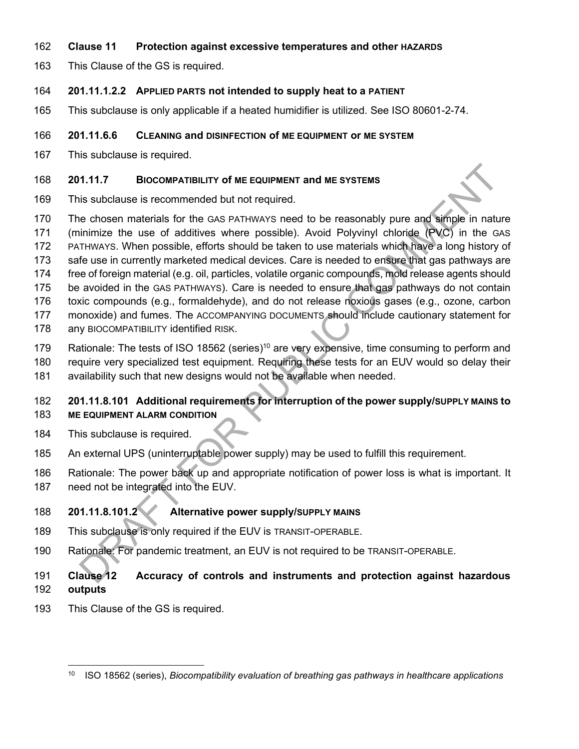## Clause 11 Protection against excessive temperatures and other HAZARDS

This Clause of the GS is required.

### 201.11.1.2.2 APPLIED PARTS not intended to supply heat to a PATIENT

This subclause is only applicable if a heated humidifier is utilized. See ISO 80601-2-74.

### 201.11.6.6 CLEANING and DISINFECTION of ME EQUIPMENT or ME SYSTEM

This subclause is required.

### 201.11.7 BIOCOMPATIBILITY of ME EQUIPMENT and ME SYSTEMS

This subclause is recommended but not required.

The chosen materials for the GAS PATHWAYS need to be reasonably pure and simple in nature (minimize the use of additives where possible). Avoid Polyvinyl chloride (PVC) in the GAS PATHWAYS. When possible, efforts should be taken to use materials which have a long history of safe use in currently marketed medical devices. Care is needed to ensure that gas pathways are free of foreign material (e.g. oil, particles, volatile organic compounds, mold release agents should be avoided in the GAS PATHWAYS). Care is needed to ensure that gas pathways do not contain toxic compounds (e.g., formaldehyde), and do not release noxious gases (e.g., ozone, carbon monoxide) and fumes. The ACCOMPANYING DOCUMENTS should include cautionary statement for any BIOCOMPATIBILITY identified RISK.

Rationale: The tests of ISO 18562 (series)[10] are very expensive, time consuming to perform and require very specialized test equipment. Requiring these tests for an EUV would so delay their availability such that new designs would not be available when needed.

### 201.11.8.101 Additional requirements for interruption of the power supply/SUPPLY MAINS to ME EQUIPMENT ALARM CONDITION

This subclause is required.

An external UPS (uninterruptable power supply) may be used to fulfill this requirement.

Rationale: The power back up and appropriate notification of power loss is what is important. It need not be integrated into the EUV.

### 201.11.8.101.2 Alternative power supply/SUPPLY MAINS

This subclause is only required if the EUV is TRANSIT-OPERABLE.

Rationale: For pandemic treatment, an EUV is not required to be TRANSIT-OPERABLE.

## Clause 12 Accuracy of controls and instruments and protection against hazardous outputs

This Clause of the GS is required.

---

[10] ISO 18562 (series), *Biocompatibility evaluation of breathing gas pathways in healthcare applications*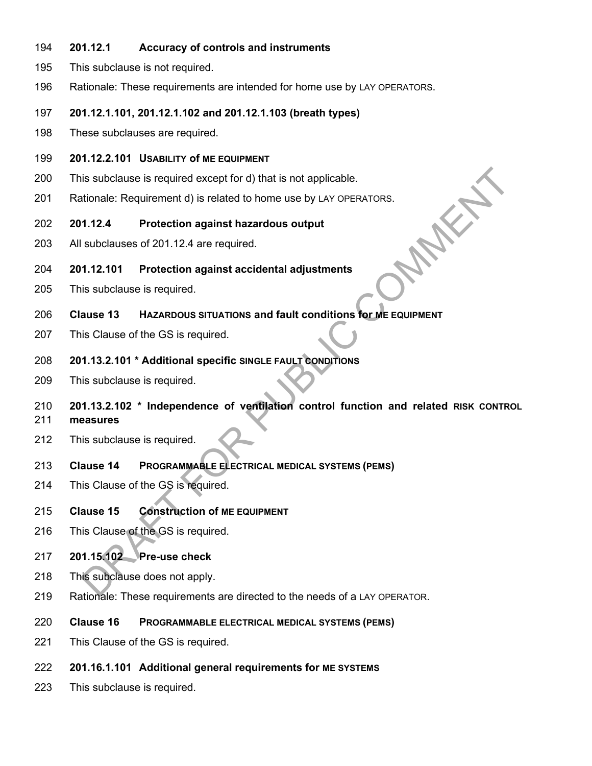**201.12.1 Accuracy of controls and instruments**

This subclause is not required.

Rationale: These requirements are intended for home use by LAY OPERATORS.

**201.12.1.101, 201.12.1.102 and 201.12.1.103 (breath types)**

These subclauses are required.

**201.12.2.101 USABILITY of ME EQUIPMENT**

This subclause is required except for d) that is not applicable.

Rationale: Requirement d) is related to home use by LAY OPERATORS.

**201.12.4 Protection against hazardous output**

All subclauses of 201.12.4 are required.

**201.12.101 Protection against accidental adjustments**

This subclause is required.

**Clause 13 HAZARDOUS SITUATIONS and fault conditions for ME EQUIPMENT**

This Clause of the GS is required.

**201.13.2.101 * Additional specific SINGLE FAULT CONDITIONS**

This subclause is required.

**201.13.2.102 * Independence of ventilation control function and related RISK CONTROL measures**

This subclause is required.

**Clause 14 PROGRAMMABLE ELECTRICAL MEDICAL SYSTEMS (PEMS)**

This Clause of the GS is required.

**Clause 15 Construction of ME EQUIPMENT**

This Clause of the GS is required.

**201.15.102 Pre-use check**

This subclause does not apply.

Rationale: These requirements are directed to the needs of a LAY OPERATOR.

**Clause 16 PROGRAMMABLE ELECTRICAL MEDICAL SYSTEMS (PEMS)**

This Clause of the GS is required.

**201.16.1.101 Additional general requirements for ME SYSTEMS**

This subclause is required.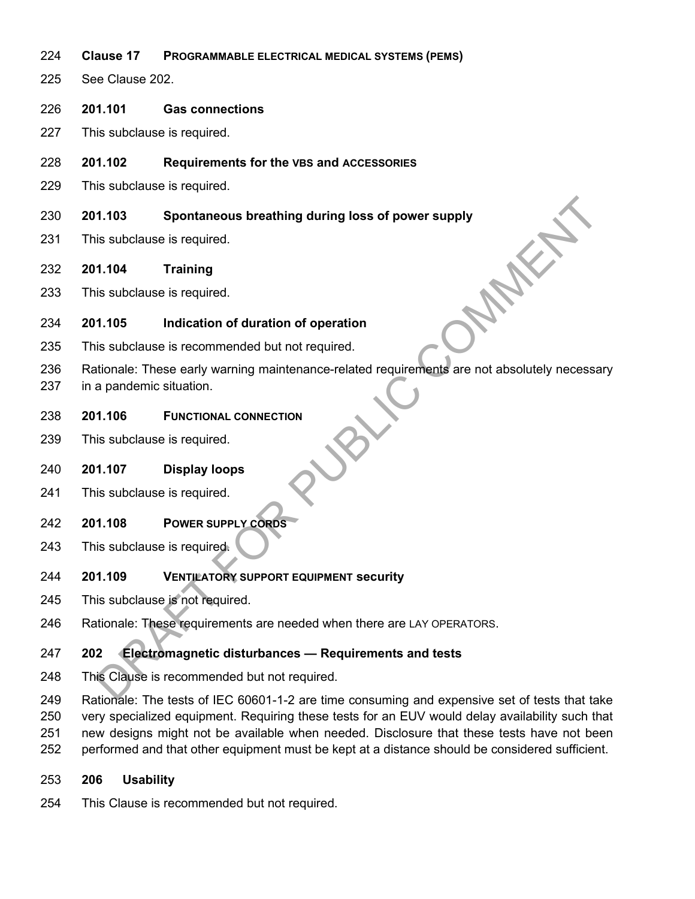**Clause 17 PROGRAMMABLE ELECTRICAL MEDICAL SYSTEMS (PEMS)**

See Clause 202.

**201.101 Gas connections**

This subclause is required.

**201.102 Requirements for the VBS and ACCESSORIES**

This subclause is required.

**201.103 Spontaneous breathing during loss of power supply**

This subclause is required.

**201.104 Training**

This subclause is required.

**201.105 Indication of duration of operation**

This subclause is recommended but not required.

Rationale: These early warning maintenance-related requirements are not absolutely necessary in a pandemic situation.

**201.106 FUNCTIONAL CONNECTION**

This subclause is required.

**201.107 Display loops**

This subclause is required.

**201.108 POWER SUPPLY CORDS**

This subclause is required.

**201.109 VENTILATORY SUPPORT EQUIPMENT security**

This subclause is not required.

Rationale: These requirements are needed when there are LAY OPERATORS.

**202 Electromagnetic disturbances — Requirements and tests**

This Clause is recommended but not required.

Rationale: The tests of IEC 60601-1-2 are time consuming and expensive set of tests that take very specialized equipment. Requiring these tests for an EUV would delay availability such that new designs might not be available when needed. Disclosure that these tests have not been performed and that other equipment must be kept at a distance should be considered sufficient.

**206 Usability**

This Clause is recommended but not required.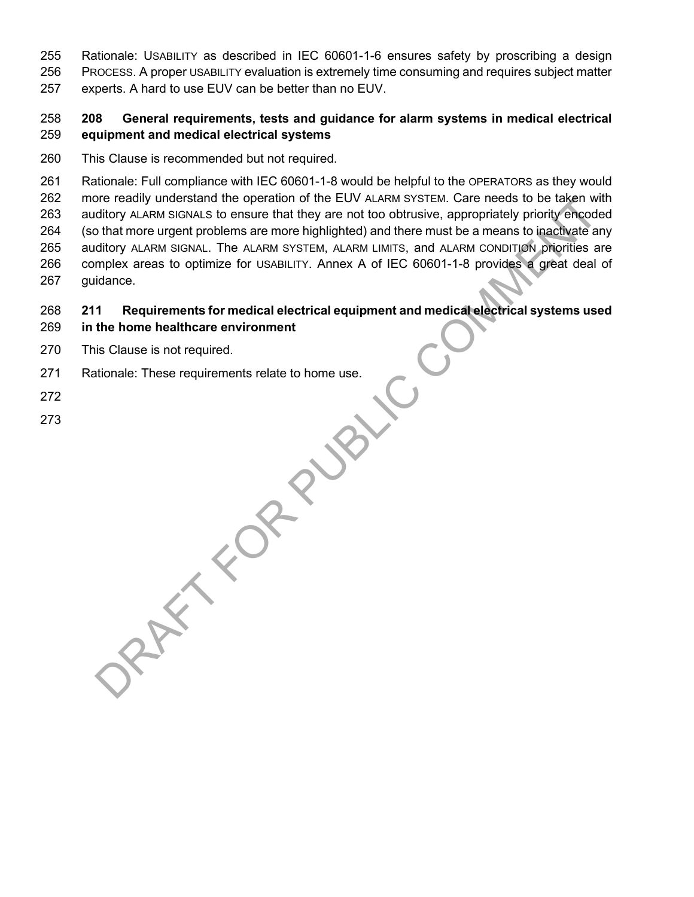Rationale: USABILITY as described in IEC 60601-1-6 ensures safety by proscribing a design PROCESS. A proper USABILITY evaluation is extremely time consuming and requires subject matter experts. A hard to use EUV can be better than no EUV.

## 208 General requirements, tests and guidance for alarm systems in medical electrical equipment and medical electrical systems

This Clause is recommended but not required.

Rationale: Full compliance with IEC 60601-1-8 would be helpful to the OPERATORS as they would more readily understand the operation of the EUV ALARM SYSTEM. Care needs to be taken with auditory ALARM SIGNALS to ensure that they are not too obtrusive, appropriately priority encoded (so that more urgent problems are more highlighted) and there must be a means to inactivate any auditory ALARM SIGNAL. The ALARM SYSTEM, ALARM LIMITS, and ALARM CONDITION priorities are complex areas to optimize for USABILITY. Annex A of IEC 60601-1-8 provides a great deal of guidance.

## 211 Requirements for medical electrical equipment and medical electrical systems used in the home healthcare environment

This Clause is not required.

Rationale: These requirements relate to home use.